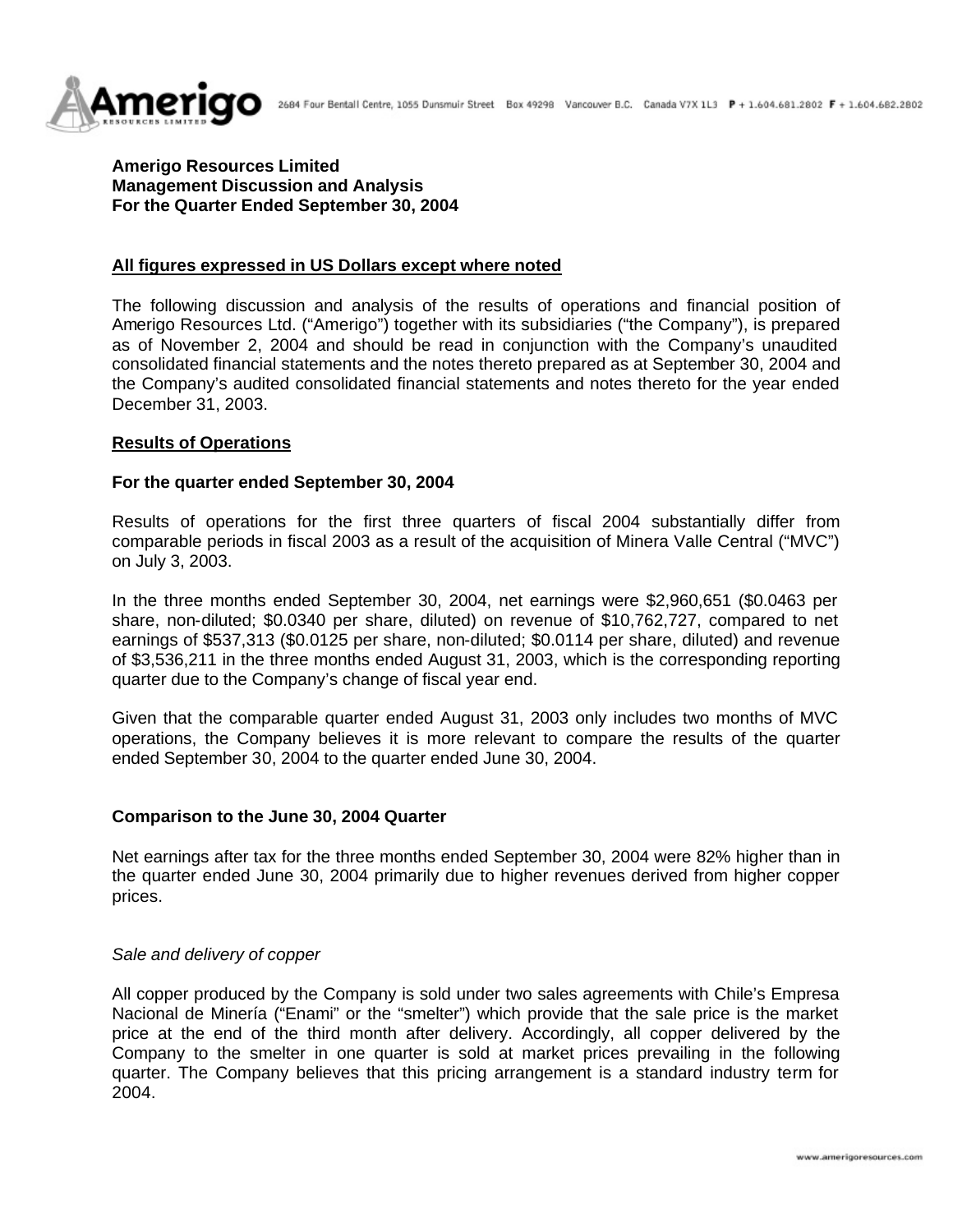**Amerigo Resources Limited**
**Management Discussion and Analysis**
**For the Quarter Ended September 30, 2004**

**All figures expressed in US Dollars except where noted**

The following discussion and analysis of the results of operations and financial position of Amerigo Resources Ltd. ("Amerigo") together with its subsidiaries ("the Company"), is prepared as of November 2, 2004 and should be read in conjunction with the Company's unaudited consolidated financial statements and the notes thereto prepared as at September 30, 2004 and the Company's audited consolidated financial statements and notes thereto for the year ended December 31, 2003.

## Results of Operations

### For the quarter ended September 30, 2004

Results of operations for the first three quarters of fiscal 2004 substantially differ from comparable periods in fiscal 2003 as a result of the acquisition of Minera Valle Central ("MVC") on July 3, 2003.

In the three months ended September 30, 2004, net earnings were $2,960,651 ($0.0463 per share, non-diluted; $0.0340 per share, diluted) on revenue of $10,762,727, compared to net earnings of $537,313 ($0.0125 per share, non-diluted; $0.0114 per share, diluted) and revenue of $3,536,211 in the three months ended August 31, 2003, which is the corresponding reporting quarter due to the Company's change of fiscal year end.

Given that the comparable quarter ended August 31, 2003 only includes two months of MVC operations, the Company believes it is more relevant to compare the results of the quarter ended September 30, 2004 to the quarter ended June 30, 2004.

### Comparison to the June 30, 2004 Quarter

Net earnings after tax for the three months ended September 30, 2004 were 82% higher than in the quarter ended June 30, 2004 primarily due to higher revenues derived from higher copper prices.

*Sale and delivery of copper*

All copper produced by the Company is sold under two sales agreements with Chile's Empresa Nacional de Minería ("Enami" or the "smelter") which provide that the sale price is the market price at the end of the third month after delivery. Accordingly, all copper delivered by the Company to the smelter in one quarter is sold at market prices prevailing in the following quarter. The Company believes that this pricing arrangement is a standard industry term for 2004.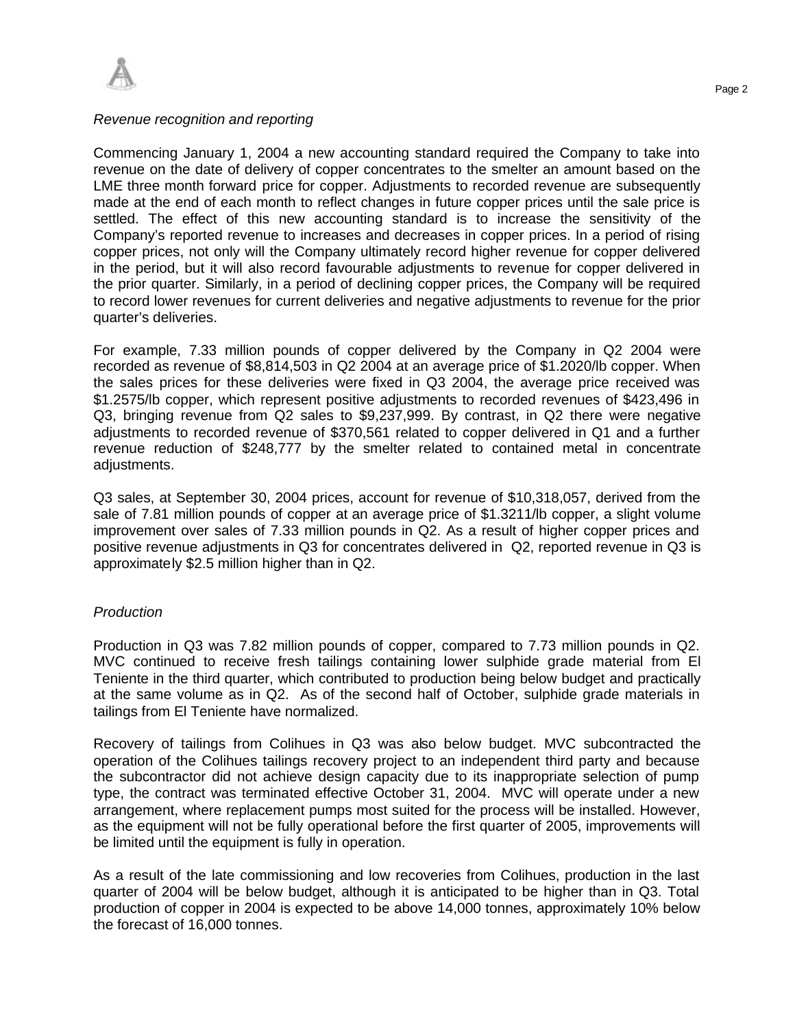*Revenue recognition and reporting*

Commencing January 1, 2004 a new accounting standard required the Company to take into revenue on the date of delivery of copper concentrates to the smelter an amount based on the LME three month forward price for copper. Adjustments to recorded revenue are subsequently made at the end of each month to reflect changes in future copper prices until the sale price is settled. The effect of this new accounting standard is to increase the sensitivity of the Company's reported revenue to increases and decreases in copper prices. In a period of rising copper prices, not only will the Company ultimately record higher revenue for copper delivered in the period, but it will also record favourable adjustments to revenue for copper delivered in the prior quarter. Similarly, in a period of declining copper prices, the Company will be required to record lower revenues for current deliveries and negative adjustments to revenue for the prior quarter's deliveries.

For example, 7.33 million pounds of copper delivered by the Company in Q2 2004 were recorded as revenue of $8,814,503 in Q2 2004 at an average price of $1.2020/lb copper. When the sales prices for these deliveries were fixed in Q3 2004, the average price received was $1.2575/lb copper, which represent positive adjustments to recorded revenues of $423,496 in Q3, bringing revenue from Q2 sales to $9,237,999. By contrast, in Q2 there were negative adjustments to recorded revenue of $370,561 related to copper delivered in Q1 and a further revenue reduction of $248,777 by the smelter related to contained metal in concentrate adjustments.

Q3 sales, at September 30, 2004 prices, account for revenue of $10,318,057, derived from the sale of 7.81 million pounds of copper at an average price of $1.3211/lb copper, a slight volume improvement over sales of 7.33 million pounds in Q2. As a result of higher copper prices and positive revenue adjustments in Q3 for concentrates delivered in Q2, reported revenue in Q3 is approximately $2.5 million higher than in Q2.

*Production*

Production in Q3 was 7.82 million pounds of copper, compared to 7.73 million pounds in Q2. MVC continued to receive fresh tailings containing lower sulphide grade material from El Teniente in the third quarter, which contributed to production being below budget and practically at the same volume as in Q2. As of the second half of October, sulphide grade materials in tailings from El Teniente have normalized.

Recovery of tailings from Colihues in Q3 was also below budget. MVC subcontracted the operation of the Colihues tailings recovery project to an independent third party and because the subcontractor did not achieve design capacity due to its inappropriate selection of pump type, the contract was terminated effective October 31, 2004. MVC will operate under a new arrangement, where replacement pumps most suited for the process will be installed. However, as the equipment will not be fully operational before the first quarter of 2005, improvements will be limited until the equipment is fully in operation.

As a result of the late commissioning and low recoveries from Colihues, production in the last quarter of 2004 will be below budget, although it is anticipated to be higher than in Q3. Total production of copper in 2004 is expected to be above 14,000 tonnes, approximately 10% below the forecast of 16,000 tonnes.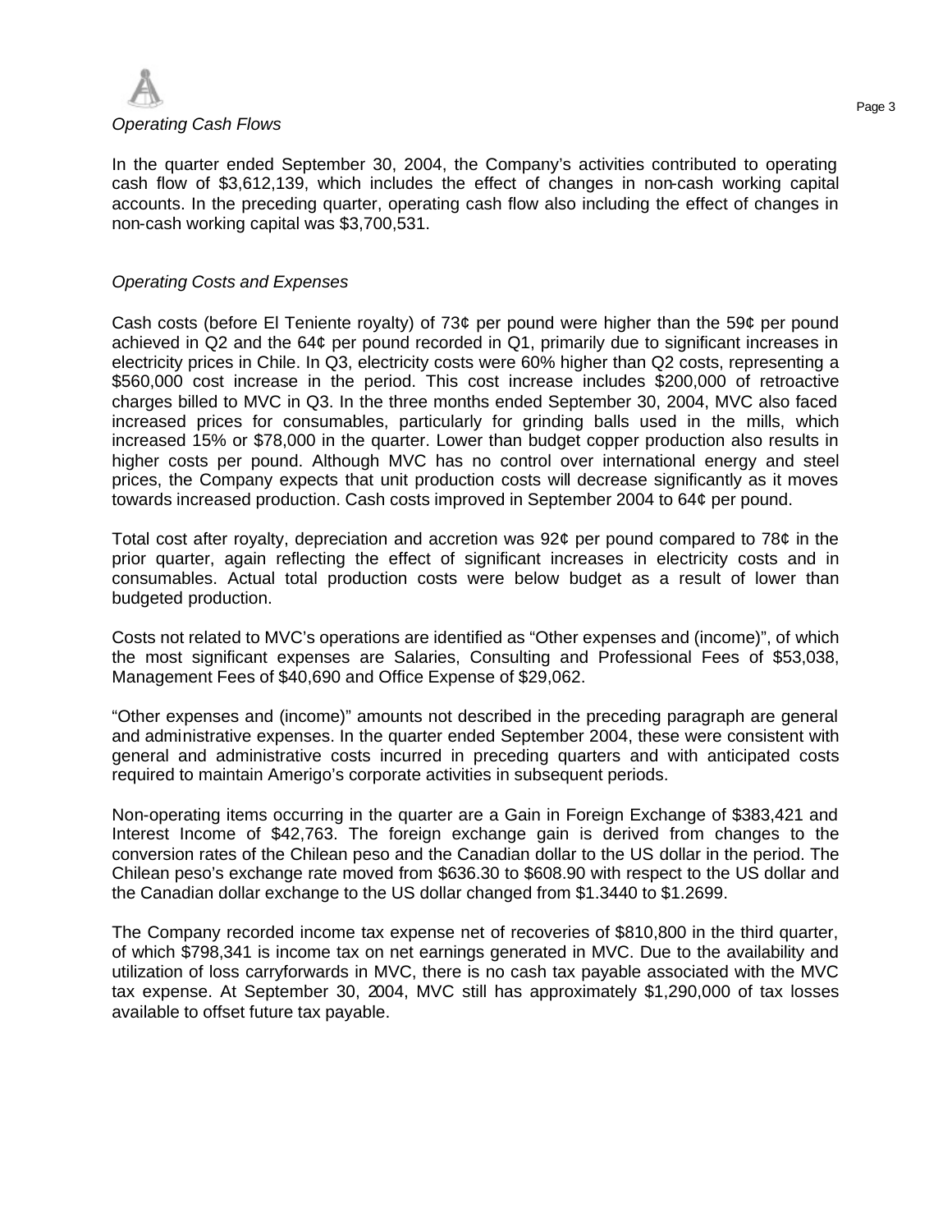*Operating Cash Flows*

In the quarter ended September 30, 2004, the Company's activities contributed to operating cash flow of $3,612,139, which includes the effect of changes in non-cash working capital accounts. In the preceding quarter, operating cash flow also including the effect of changes in non-cash working capital was $3,700,531.

*Operating Costs and Expenses*

Cash costs (before El Teniente royalty) of 73¢ per pound were higher than the 59¢ per pound achieved in Q2 and the 64¢ per pound recorded in Q1, primarily due to significant increases in electricity prices in Chile. In Q3, electricity costs were 60% higher than Q2 costs, representing a $560,000 cost increase in the period. This cost increase includes $200,000 of retroactive charges billed to MVC in Q3. In the three months ended September 30, 2004, MVC also faced increased prices for consumables, particularly for grinding balls used in the mills, which increased 15% or $78,000 in the quarter. Lower than budget copper production also results in higher costs per pound. Although MVC has no control over international energy and steel prices, the Company expects that unit production costs will decrease significantly as it moves towards increased production. Cash costs improved in September 2004 to 64¢ per pound.

Total cost after royalty, depreciation and accretion was 92¢ per pound compared to 78¢ in the prior quarter, again reflecting the effect of significant increases in electricity costs and in consumables. Actual total production costs were below budget as a result of lower than budgeted production.

Costs not related to MVC's operations are identified as "Other expenses and (income)", of which the most significant expenses are Salaries, Consulting and Professional Fees of $53,038, Management Fees of $40,690 and Office Expense of $29,062.

"Other expenses and (income)" amounts not described in the preceding paragraph are general and administrative expenses. In the quarter ended September 2004, these were consistent with general and administrative costs incurred in preceding quarters and with anticipated costs required to maintain Amerigo's corporate activities in subsequent periods.

Non-operating items occurring in the quarter are a Gain in Foreign Exchange of $383,421 and Interest Income of $42,763. The foreign exchange gain is derived from changes to the conversion rates of the Chilean peso and the Canadian dollar to the US dollar in the period. The Chilean peso's exchange rate moved from $636.30 to $608.90 with respect to the US dollar and the Canadian dollar exchange to the US dollar changed from $1.3440 to $1.2699.

The Company recorded income tax expense net of recoveries of $810,800 in the third quarter, of which $798,341 is income tax on net earnings generated in MVC. Due to the availability and utilization of loss carryforwards in MVC, there is no cash tax payable associated with the MVC tax expense. At September 30, 2004, MVC still has approximately $1,290,000 of tax losses available to offset future tax payable.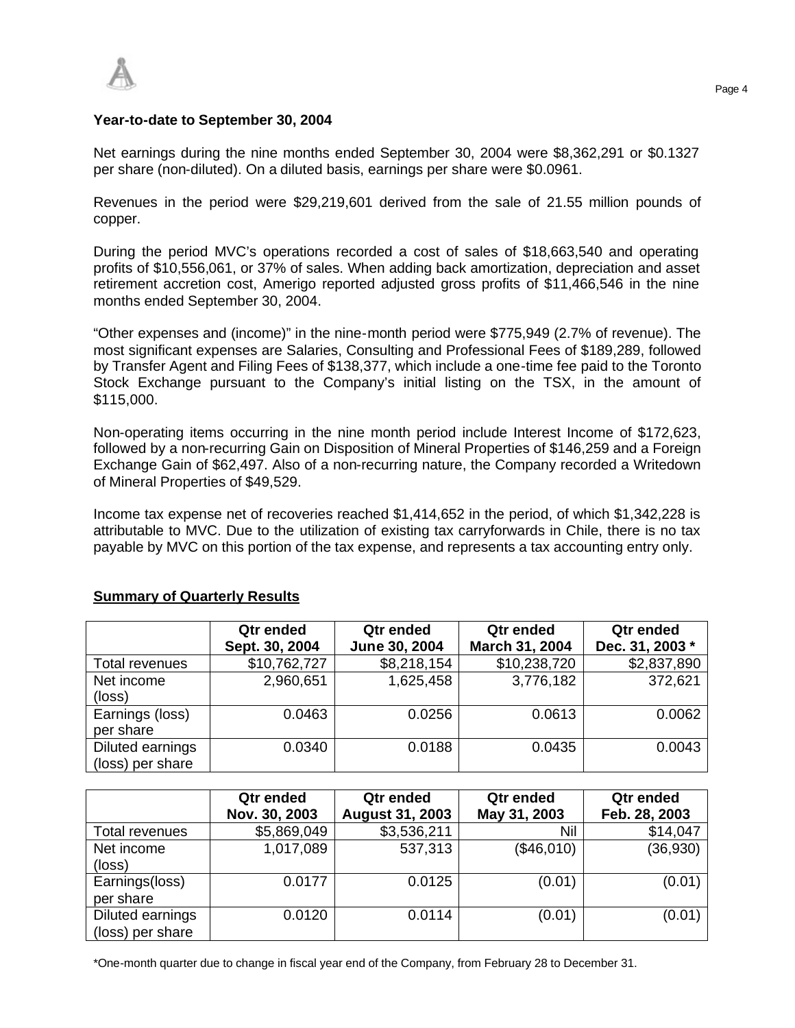### Year-to-date to September 30, 2004

Net earnings during the nine months ended September 30, 2004 were $8,362,291 or $0.1327 per share (non-diluted). On a diluted basis, earnings per share were $0.0961.

Revenues in the period were $29,219,601 derived from the sale of 21.55 million pounds of copper.

During the period MVC's operations recorded a cost of sales of $18,663,540 and operating profits of $10,556,061, or 37% of sales. When adding back amortization, depreciation and asset retirement accretion cost, Amerigo reported adjusted gross profits of $11,466,546 in the nine months ended September 30, 2004.

"Other expenses and (income)" in the nine-month period were $775,949 (2.7% of revenue). The most significant expenses are Salaries, Consulting and Professional Fees of $189,289, followed by Transfer Agent and Filing Fees of $138,377, which include a one-time fee paid to the Toronto Stock Exchange pursuant to the Company's initial listing on the TSX, in the amount of $115,000.

Non-operating items occurring in the nine month period include Interest Income of $172,623, followed by a non-recurring Gain on Disposition of Mineral Properties of $146,259 and a Foreign Exchange Gain of $62,497. Also of a non-recurring nature, the Company recorded a Writedown of Mineral Properties of $49,529.

Income tax expense net of recoveries reached $1,414,652 in the period, of which $1,342,228 is attributable to MVC. Due to the utilization of existing tax carryforwards in Chile, there is no tax payable by MVC on this portion of the tax expense, and represents a tax accounting entry only.

**Summary of Quarterly Results**

| | Qtr ended Sept. 30, 2004 | Qtr ended June 30, 2004 | Qtr ended March 31, 2004 | Qtr ended Dec. 31, 2003 * |
|---|---|---|---|---|
| Total revenues | $10,762,727 | $8,218,154 | $10,238,720 | $2,837,890 |
| Net income (loss) | 2,960,651 | 1,625,458 | 3,776,182 | 372,621 |
| Earnings (loss) per share | 0.0463 | 0.0256 | 0.0613 | 0.0062 |
| Diluted earnings (loss) per share | 0.0340 | 0.0188 | 0.0435 | 0.0043 |

| | Qtr ended Nov. 30, 2003 | Qtr ended August 31, 2003 | Qtr ended May 31, 2003 | Qtr ended Feb. 28, 2003 |
|---|---|---|---|---|
| Total revenues | $5,869,049 | $3,536,211 | Nil | $14,047 |
| Net income (loss) | 1,017,089 | 537,313 | ($46,010) | (36,930) |
| Earnings(loss) per share | 0.0177 | 0.0125 | (0.01) | (0.01) |
| Diluted earnings (loss) per share | 0.0120 | 0.0114 | (0.01) | (0.01) |

*One-month quarter due to change in fiscal year end of the Company, from February 28 to December 31.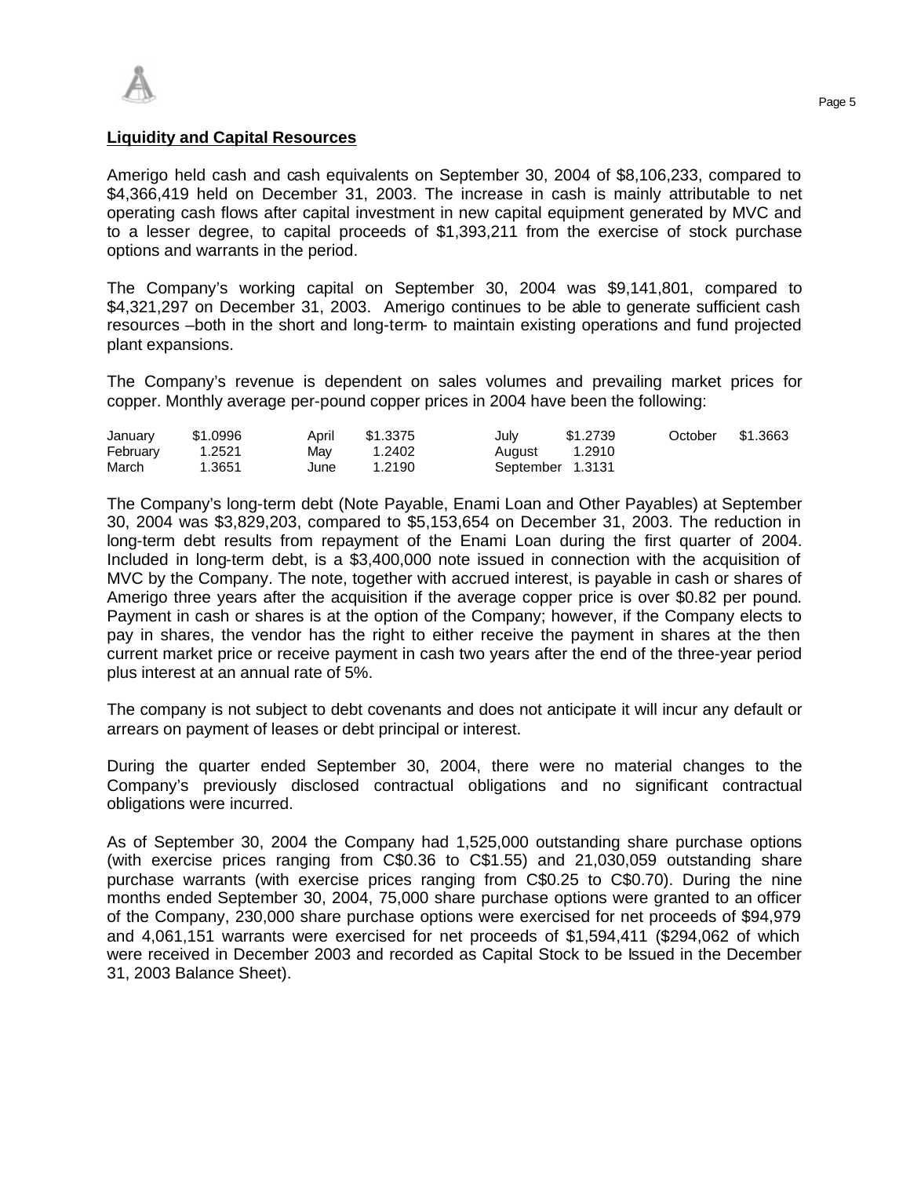## Liquidity and Capital Resources

Amerigo held cash and cash equivalents on September 30, 2004 of $8,106,233, compared to $4,366,419 held on December 31, 2003. The increase in cash is mainly attributable to net operating cash flows after capital investment in new capital equipment generated by MVC and to a lesser degree, to capital proceeds of $1,393,211 from the exercise of stock purchase options and warrants in the period.

The Company's working capital on September 30, 2004 was $9,141,801, compared to $4,321,297 on December 31, 2003. Amerigo continues to be able to generate sufficient cash resources –both in the short and long-term- to maintain existing operations and fund projected plant expansions.

The Company's revenue is dependent on sales volumes and prevailing market prices for copper. Monthly average per-pound copper prices in 2004 have been the following:

| | | | | | | | |
|---|---|---|---|---|---|---|---|
| January | $1.0996 | April | $1.3375 | July | $1.2739 | October | $1.3663 |
| February | 1.2521 | May | 1.2402 | August | 1.2910 | | |
| March | 1.3651 | June | 1.2190 | September | 1.3131 | | |

The Company's long-term debt (Note Payable, Enami Loan and Other Payables) at September 30, 2004 was $3,829,203, compared to $5,153,654 on December 31, 2003. The reduction in long-term debt results from repayment of the Enami Loan during the first quarter of 2004. Included in long-term debt, is a $3,400,000 note issued in connection with the acquisition of MVC by the Company. The note, together with accrued interest, is payable in cash or shares of Amerigo three years after the acquisition if the average copper price is over $0.82 per pound. Payment in cash or shares is at the option of the Company; however, if the Company elects to pay in shares, the vendor has the right to either receive the payment in shares at the then current market price or receive payment in cash two years after the end of the three-year period plus interest at an annual rate of 5%.

The company is not subject to debt covenants and does not anticipate it will incur any default or arrears on payment of leases or debt principal or interest.

During the quarter ended September 30, 2004, there were no material changes to the Company's previously disclosed contractual obligations and no significant contractual obligations were incurred.

As of September 30, 2004 the Company had 1,525,000 outstanding share purchase options (with exercise prices ranging from C$0.36 to C$1.55) and 21,030,059 outstanding share purchase warrants (with exercise prices ranging from C$0.25 to C$0.70). During the nine months ended September 30, 2004, 75,000 share purchase options were granted to an officer of the Company, 230,000 share purchase options were exercised for net proceeds of $94,979 and 4,061,151 warrants were exercised for net proceeds of $1,594,411 ($294,062 of which were received in December 2003 and recorded as Capital Stock to be Issued in the December 31, 2003 Balance Sheet).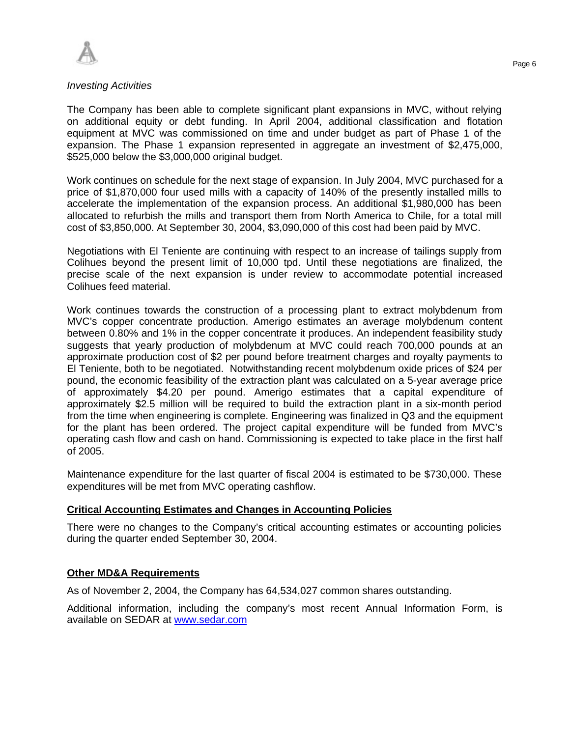*Investing Activities*

The Company has been able to complete significant plant expansions in MVC, without relying on additional equity or debt funding. In April 2004, additional classification and flotation equipment at MVC was commissioned on time and under budget as part of Phase 1 of the expansion. The Phase 1 expansion represented in aggregate an investment of $2,475,000, $525,000 below the $3,000,000 original budget.

Work continues on schedule for the next stage of expansion. In July 2004, MVC purchased for a price of $1,870,000 four used mills with a capacity of 140% of the presently installed mills to accelerate the implementation of the expansion process. An additional $1,980,000 has been allocated to refurbish the mills and transport them from North America to Chile, for a total mill cost of $3,850,000. At September 30, 2004, $3,090,000 of this cost had been paid by MVC.

Negotiations with El Teniente are continuing with respect to an increase of tailings supply from Colihues beyond the present limit of 10,000 tpd. Until these negotiations are finalized, the precise scale of the next expansion is under review to accommodate potential increased Colihues feed material.

Work continues towards the construction of a processing plant to extract molybdenum from MVC's copper concentrate production. Amerigo estimates an average molybdenum content between 0.80% and 1% in the copper concentrate it produces. An independent feasibility study suggests that yearly production of molybdenum at MVC could reach 700,000 pounds at an approximate production cost of $2 per pound before treatment charges and royalty payments to El Teniente, both to be negotiated. Notwithstanding recent molybdenum oxide prices of $24 per pound, the economic feasibility of the extraction plant was calculated on a 5-year average price of approximately $4.20 per pound. Amerigo estimates that a capital expenditure of approximately $2.5 million will be required to build the extraction plant in a six-month period from the time when engineering is complete. Engineering was finalized in Q3 and the equipment for the plant has been ordered. The project capital expenditure will be funded from MVC's operating cash flow and cash on hand. Commissioning is expected to take place in the first half of 2005.

Maintenance expenditure for the last quarter of fiscal 2004 is estimated to be $730,000. These expenditures will be met from MVC operating cashflow.

## Critical Accounting Estimates and Changes in Accounting Policies

There were no changes to the Company's critical accounting estimates or accounting policies during the quarter ended September 30, 2004.

## Other MD&A Requirements

As of November 2, 2004, the Company has 64,534,027 common shares outstanding.

Additional information, including the company's most recent Annual Information Form, is available on SEDAR at www.sedar.com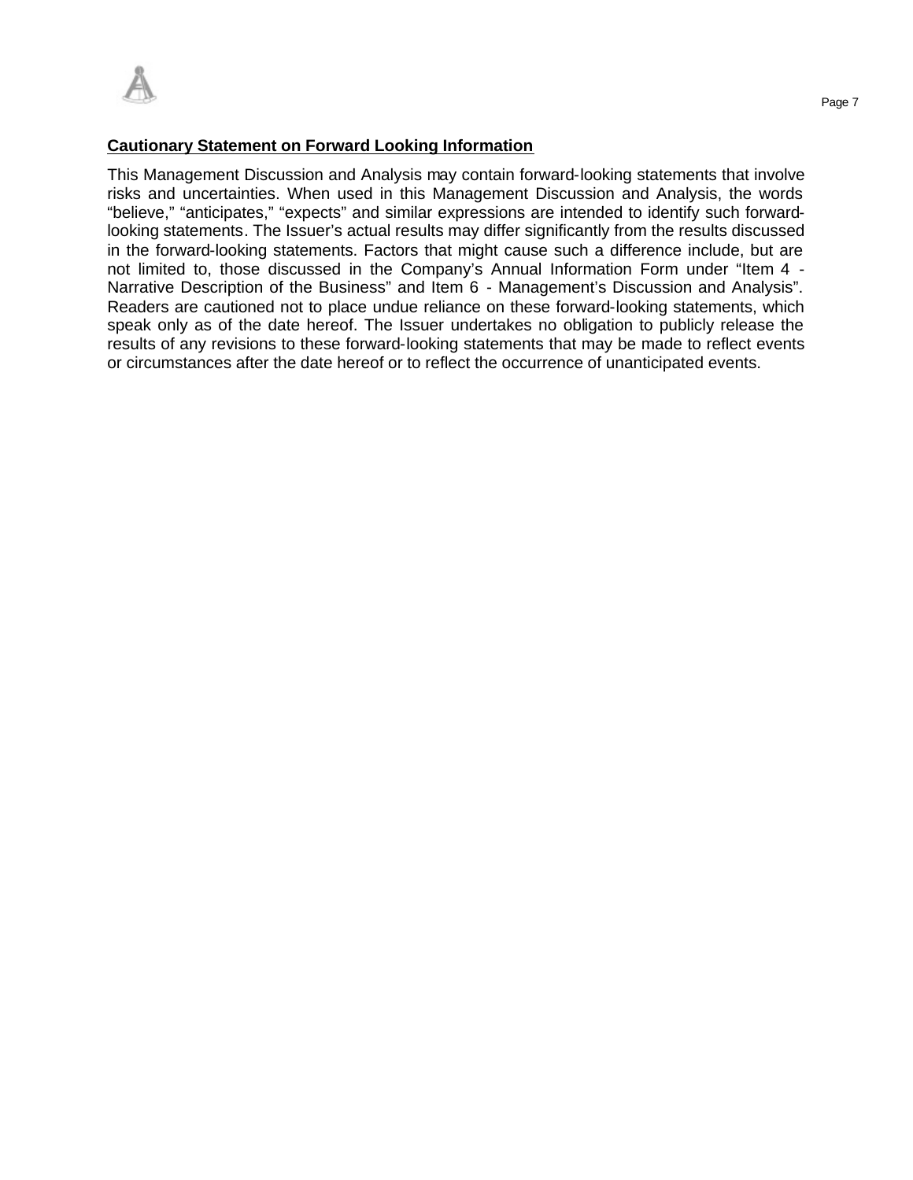**Cautionary Statement on Forward Looking Information**

This Management Discussion and Analysis may contain forward-looking statements that involve risks and uncertainties. When used in this Management Discussion and Analysis, the words "believe," "anticipates," "expects" and similar expressions are intended to identify such forward-looking statements. The Issuer's actual results may differ significantly from the results discussed in the forward-looking statements. Factors that might cause such a difference include, but are not limited to, those discussed in the Company's Annual Information Form under "Item 4 - Narrative Description of the Business" and Item 6 - Management's Discussion and Analysis". Readers are cautioned not to place undue reliance on these forward-looking statements, which speak only as of the date hereof. The Issuer undertakes no obligation to publicly release the results of any revisions to these forward-looking statements that may be made to reflect events or circumstances after the date hereof or to reflect the occurrence of unanticipated events.